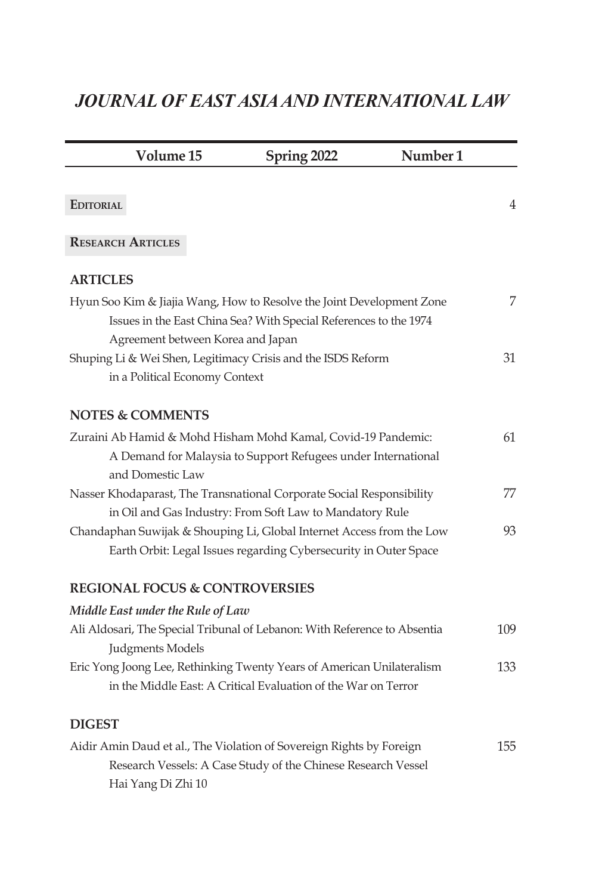# *JOURNAL OF EAST ASIA AND INTERNATIONAL LAW*

| Volume 15 | Spring 2022 | Number 1 |
|---|---|---|

**EDITORIAL** 4

**RESEARCH ARTICLES**

## ARTICLES

Hyun Soo Kim & Jiajia Wang, How to Resolve the Joint Development Zone Issues in the East China Sea? With Special References to the 1974 Agreement between Korea and Japan 7

Shuping Li & Wei Shen, Legitimacy Crisis and the ISDS Reform in a Political Economy Context 31

## NOTES & COMMENTS

Zuraini Ab Hamid & Mohd Hisham Mohd Kamal, Covid-19 Pandemic: A Demand for Malaysia to Support Refugees under International and Domestic Law 61

Nasser Khodaparast, The Transnational Corporate Social Responsibility in Oil and Gas Industry: From Soft Law to Mandatory Rule 77

Chandaphan Suwijak & Shouping Li, Global Internet Access from the Low Earth Orbit: Legal Issues regarding Cybersecurity in Outer Space 93

## REGIONAL FOCUS & CONTROVERSIES

***Middle East under the Rule of Law***

Ali Aldosari, The Special Tribunal of Lebanon: With Reference to Absentia Judgments Models 109

Eric Yong Joong Lee, Rethinking Twenty Years of American Unilateralism in the Middle East: A Critical Evaluation of the War on Terror 133

## DIGEST

Aidir Amin Daud et al., The Violation of Sovereign Rights by Foreign Research Vessels: A Case Study of the Chinese Research Vessel Hai Yang Di Zhi 10 155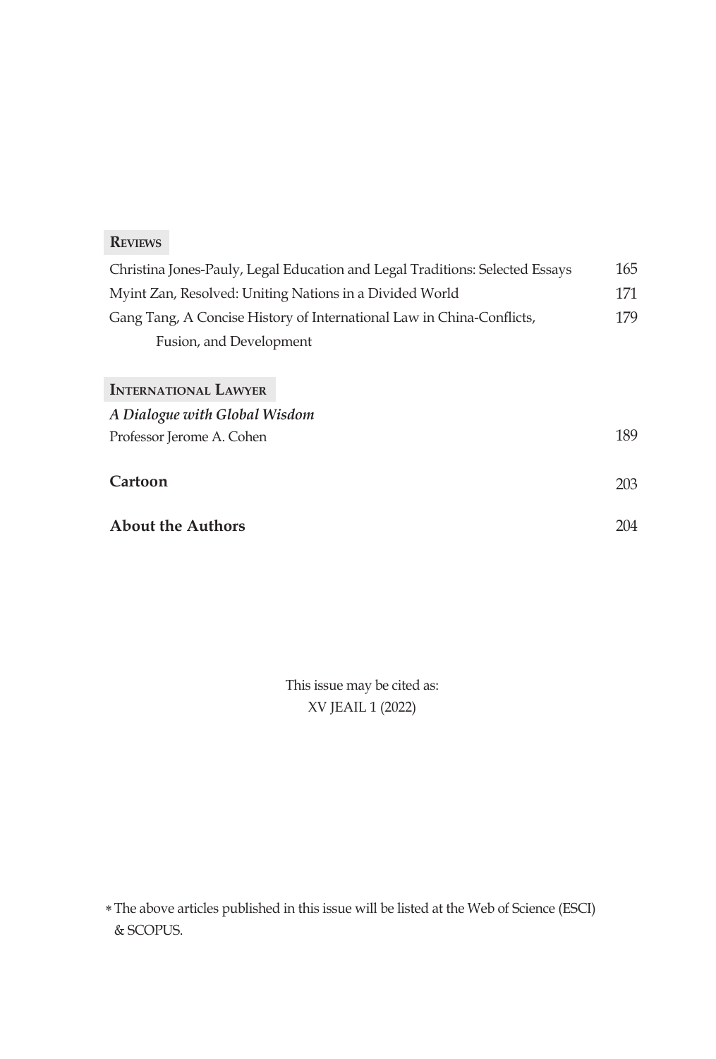## Reviews

Christina Jones-Pauly, Legal Education and Legal Traditions: Selected Essays 165

Myint Zan, Resolved: Uniting Nations in a Divided World 171

Gang Tang, A Concise History of International Law in China-Conflicts, Fusion, and Development 179

## International Lawyer

***A Dialogue with Global Wisdom***

Professor Jerome A. Cohen 189

**Cartoon** 203

**About the Authors** 204

This issue may be cited as:
XV JEAIL 1 (2022)

* The above articles published in this issue will be listed at the Web of Science (ESCI) & SCOPUS.